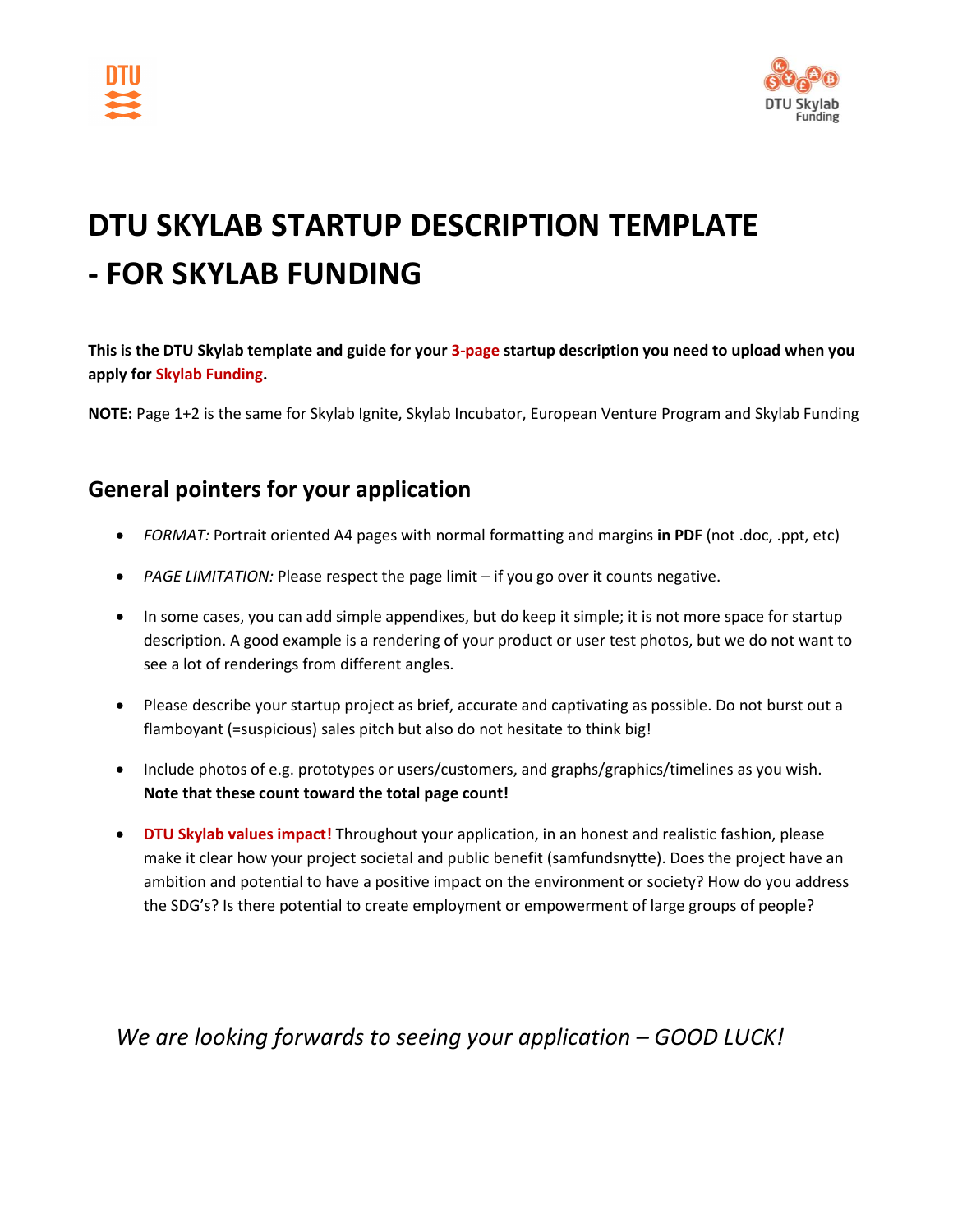# DTU SKYLAB STARTUP DESCRIPTION TEMPLATE - FOR SKYLAB FUNDING

**This is the DTU Skylab template and guide for your 3-page startup description you need to upload when you apply for Skylab Funding.**

**NOTE:** Page 1+2 is the same for Skylab Ignite, Skylab Incubator, European Venture Program and Skylab Funding

## General pointers for your application

- *FORMAT:* Portrait oriented A4 pages with normal formatting and margins **in PDF** (not .doc, .ppt, etc)
- *PAGE LIMITATION:* Please respect the page limit – if you go over it counts negative.
- In some cases, you can add simple appendixes, but do keep it simple; it is not more space for startup description. A good example is a rendering of your product or user test photos, but we do not want to see a lot of renderings from different angles.
- Please describe your startup project as brief, accurate and captivating as possible. Do not burst out a flamboyant (=suspicious) sales pitch but also do not hesitate to think big!
- Include photos of e.g. prototypes or users/customers, and graphs/graphics/timelines as you wish. **Note that these count toward the total page count!**
- **DTU Skylab values impact!** Throughout your application, in an honest and realistic fashion, please make it clear how your project societal and public benefit (samfundsnytte). Does the project have an ambition and potential to have a positive impact on the environment or society? How do you address the SDG's? Is there potential to create employment or empowerment of large groups of people?

*We are looking forwards to seeing your application – GOOD LUCK!*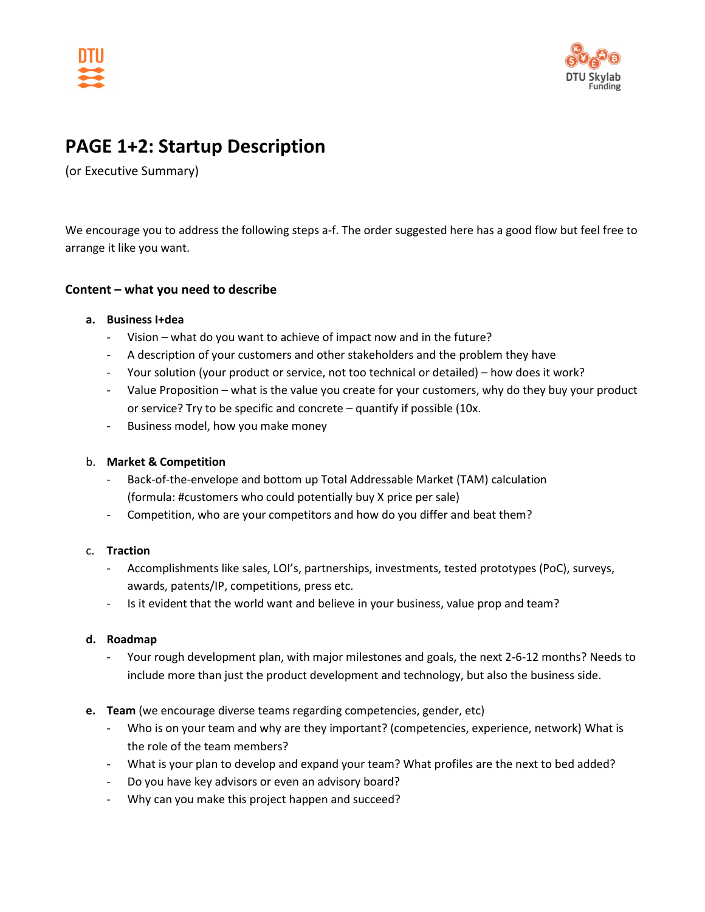# PAGE 1+2: Startup Description

(or Executive Summary)

We encourage you to address the following steps a-f. The order suggested here has a good flow but feel free to arrange it like you want.

### Content – what you need to describe

a. **Business I+dea**
   - Vision – what do you want to achieve of impact now and in the future?
   - A description of your customers and other stakeholders and the problem they have
   - Your solution (your product or service, not too technical or detailed) – how does it work?
   - Value Proposition – what is the value you create for your customers, why do they buy your product or service? Try to be specific and concrete – quantify if possible (10x.
   - Business model, how you make money

b. **Market & Competition**
   - Back-of-the-envelope and bottom up Total Addressable Market (TAM) calculation (formula: #customers who could potentially buy X price per sale)
   - Competition, who are your competitors and how do you differ and beat them?

c. **Traction**
   - Accomplishments like sales, LOI's, partnerships, investments, tested prototypes (PoC), surveys, awards, patents/IP, competitions, press etc.
   - Is it evident that the world want and believe in your business, value prop and team?

d. **Roadmap**
   - Your rough development plan, with major milestones and goals, the next 2-6-12 months? Needs to include more than just the product development and technology, but also the business side.

e. **Team** (we encourage diverse teams regarding competencies, gender, etc)
   - Who is on your team and why are they important? (competencies, experience, network) What is the role of the team members?
   - What is your plan to develop and expand your team? What profiles are the next to bed added?
   - Do you have key advisors or even an advisory board?
   - Why can you make this project happen and succeed?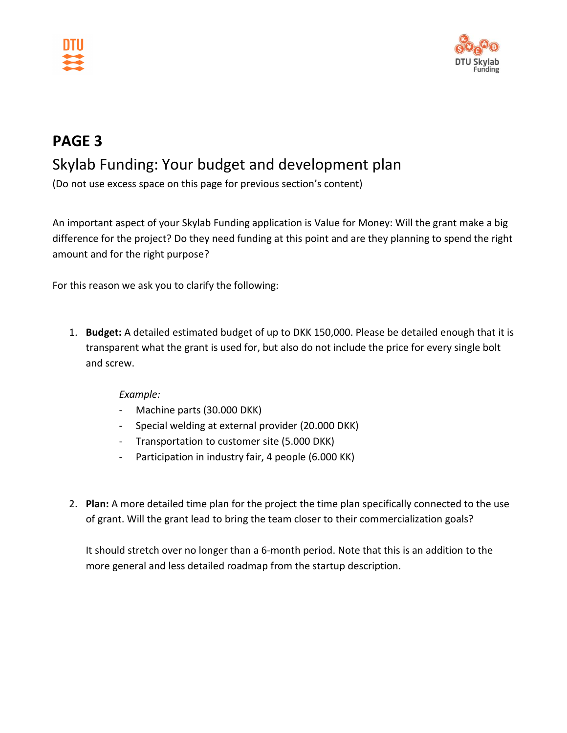# PAGE 3

## Skylab Funding: Your budget and development plan

(Do not use excess space on this page for previous section's content)

An important aspect of your Skylab Funding application is Value for Money: Will the grant make a big difference for the project? Do they need funding at this point and are they planning to spend the right amount and for the right purpose?

For this reason we ask you to clarify the following:

1. **Budget:** A detailed estimated budget of up to DKK 150,000. Please be detailed enough that it is transparent what the grant is used for, but also do not include the price for every single bolt and screw.

   *Example:*
   - Machine parts (30.000 DKK)
   - Special welding at external provider (20.000 DKK)
   - Transportation to customer site (5.000 DKK)
   - Participation in industry fair, 4 people (6.000 KK)

2. **Plan:** A more detailed time plan for the project the time plan specifically connected to the use of grant. Will the grant lead to bring the team closer to their commercialization goals?

   It should stretch over no longer than a 6-month period. Note that this is an addition to the more general and less detailed roadmap from the startup description.